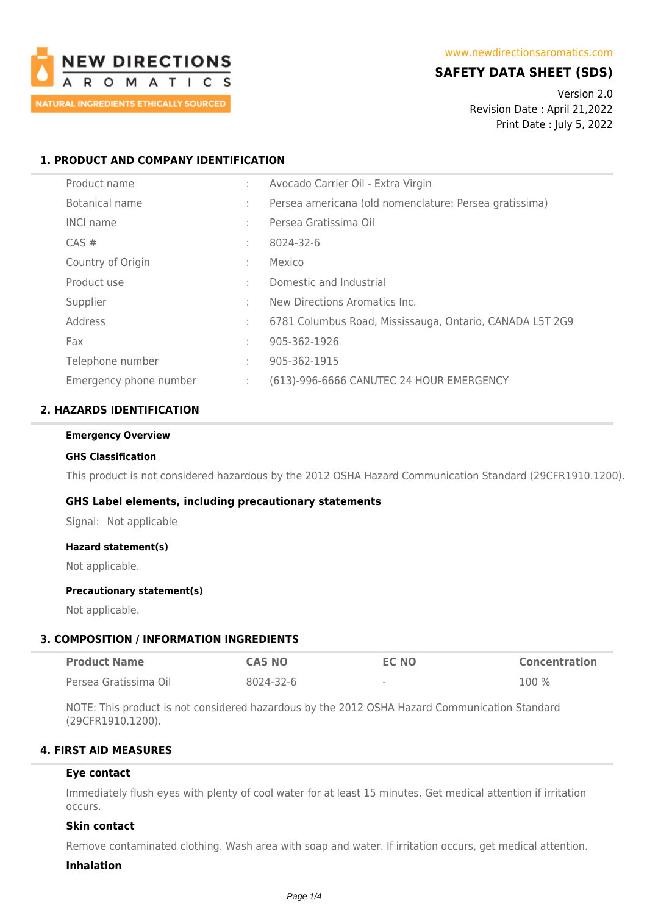NEW DIRECTIONS AROMATICS

NATURAL INGREDIENTS ETHICALLY SOURCED

www.newdirectionsaromatics.com

# SAFETY DATA SHEET (SDS)

Version 2.0
Revision Date : April 21,2022
Print Date : July 5, 2022

## 1. PRODUCT AND COMPANY IDENTIFICATION

| | | |
|---|---|---|
| Product name | : | Avocado Carrier Oil - Extra Virgin |
| Botanical name | : | Persea americana (old nomenclature: Persea gratissima) |
| INCI name | : | Persea Gratissima Oil |
| CAS # | : | 8024-32-6 |
| Country of Origin | : | Mexico |
| Product use | : | Domestic and Industrial |
| Supplier | : | New Directions Aromatics Inc. |
| Address | : | 6781 Columbus Road, Mississauga, Ontario, CANADA L5T 2G9 |
| Fax | : | 905-362-1926 |
| Telephone number | : | 905-362-1915 |
| Emergency phone number | : | (613)-996-6666 CANUTEC 24 HOUR EMERGENCY |

## 2. HAZARDS IDENTIFICATION

**Emergency Overview**

**GHS Classification**

This product is not considered hazardous by the 2012 OSHA Hazard Communication Standard (29CFR1910.1200).

### GHS Label elements, including precautionary statements

Signal: Not applicable

**Hazard statement(s)**

Not applicable.

**Precautionary statement(s)**

Not applicable.

## 3. COMPOSITION / INFORMATION INGREDIENTS

| Product Name | CAS NO | EC NO | Concentration |
|---|---|---|---|
| Persea Gratissima Oil | 8024-32-6 | - | 100 % |

NOTE: This product is not considered hazardous by the 2012 OSHA Hazard Communication Standard (29CFR1910.1200).

## 4. FIRST AID MEASURES

**Eye contact**

Immediately flush eyes with plenty of cool water for at least 15 minutes. Get medical attention if irritation occurs.

**Skin contact**

Remove contaminated clothing. Wash area with soap and water. If irritation occurs, get medical attention.

**Inhalation**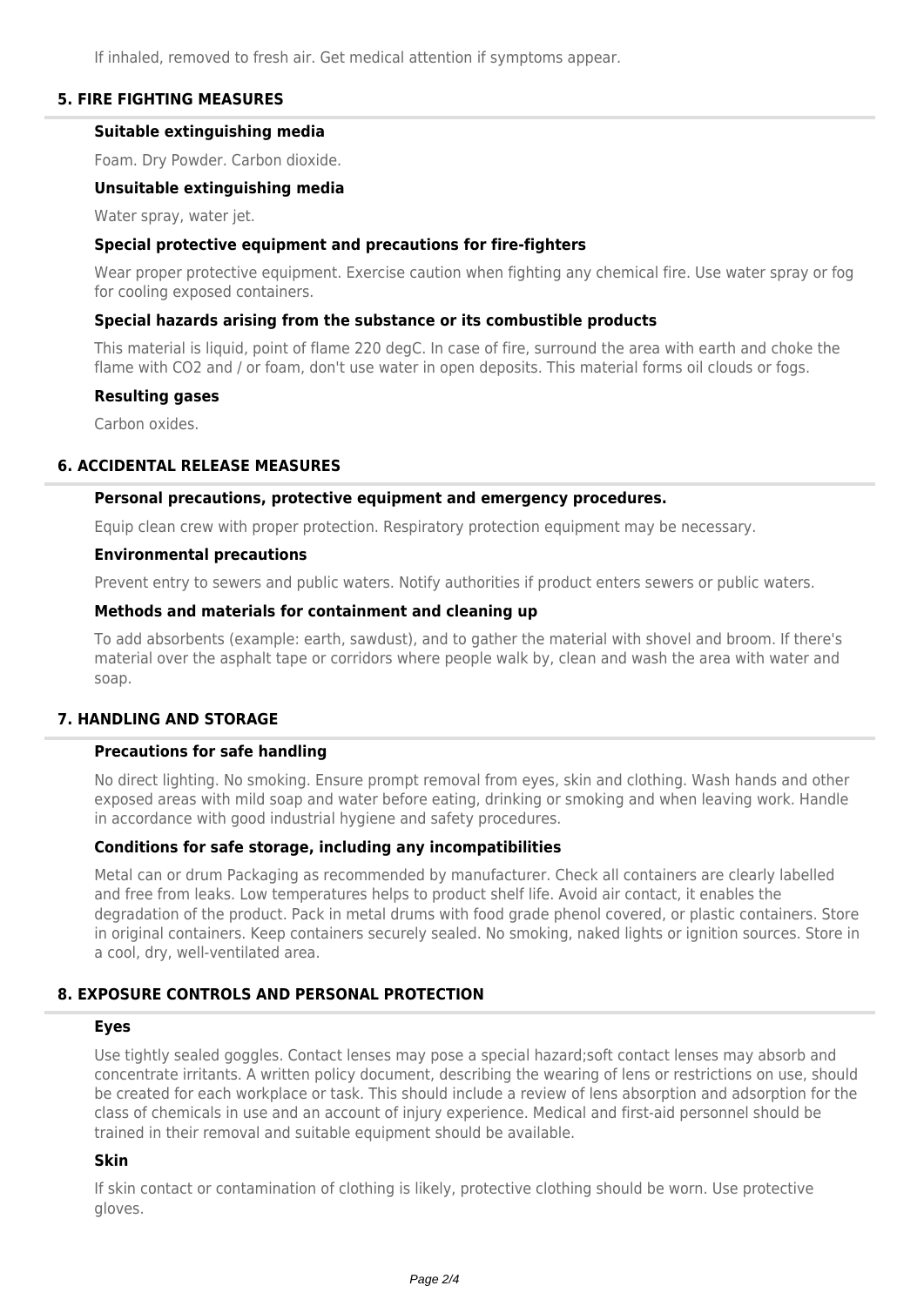If inhaled, removed to fresh air. Get medical attention if symptoms appear.

## 5. FIRE FIGHTING MEASURES

### Suitable extinguishing media

Foam. Dry Powder. Carbon dioxide.

### Unsuitable extinguishing media

Water spray, water jet.

### Special protective equipment and precautions for fire-fighters

Wear proper protective equipment. Exercise caution when fighting any chemical fire. Use water spray or fog for cooling exposed containers.

### Special hazards arising from the substance or its combustible products

This material is liquid, point of flame 220 degC. In case of fire, surround the area with earth and choke the flame with $CO_2$ and / or foam, don't use water in open deposits. This material forms oil clouds or fogs.

### Resulting gases

Carbon oxides.

## 6. ACCIDENTAL RELEASE MEASURES

### Personal precautions, protective equipment and emergency procedures.

Equip clean crew with proper protection. Respiratory protection equipment may be necessary.

### Environmental precautions

Prevent entry to sewers and public waters. Notify authorities if product enters sewers or public waters.

### Methods and materials for containment and cleaning up

To add absorbents (example: earth, sawdust), and to gather the material with shovel and broom. If there's material over the asphalt tape or corridors where people walk by, clean and wash the area with water and soap.

## 7. HANDLING AND STORAGE

### Precautions for safe handling

No direct lighting. No smoking. Ensure prompt removal from eyes, skin and clothing. Wash hands and other exposed areas with mild soap and water before eating, drinking or smoking and when leaving work. Handle in accordance with good industrial hygiene and safety procedures.

### Conditions for safe storage, including any incompatibilities

Metal can or drum Packaging as recommended by manufacturer. Check all containers are clearly labelled and free from leaks. Low temperatures helps to product shelf life. Avoid air contact, it enables the degradation of the product. Pack in metal drums with food grade phenol covered, or plastic containers. Store in original containers. Keep containers securely sealed. No smoking, naked lights or ignition sources. Store in a cool, dry, well-ventilated area.

## 8. EXPOSURE CONTROLS AND PERSONAL PROTECTION

### Eyes

Use tightly sealed goggles. Contact lenses may pose a special hazard;soft contact lenses may absorb and concentrate irritants. A written policy document, describing the wearing of lens or restrictions on use, should be created for each workplace or task. This should include a review of lens absorption and adsorption for the class of chemicals in use and an account of injury experience. Medical and first-aid personnel should be trained in their removal and suitable equipment should be available.

### Skin

If skin contact or contamination of clothing is likely, protective clothing should be worn. Use protective gloves.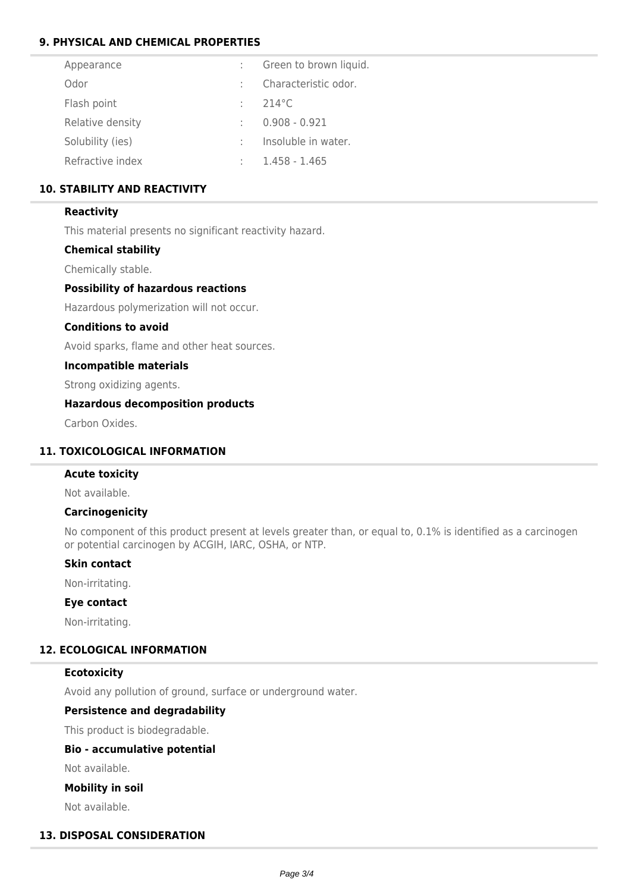## 9. PHYSICAL AND CHEMICAL PROPERTIES

| Property | | Value |
|---|---|---|
| Appearance | : | Green to brown liquid. |
| Odor | : | Characteristic odor. |
| Flash point | : | 214°C |
| Relative density | : | 0.908 - 0.921 |
| Solubility (ies) | : | Insoluble in water. |
| Refractive index | : | 1.458 - 1.465 |

## 10. STABILITY AND REACTIVITY

### Reactivity

This material presents no significant reactivity hazard.

### Chemical stability

Chemically stable.

### Possibility of hazardous reactions

Hazardous polymerization will not occur.

### Conditions to avoid

Avoid sparks, flame and other heat sources.

### Incompatible materials

Strong oxidizing agents.

### Hazardous decomposition products

Carbon Oxides.

## 11. TOXICOLOGICAL INFORMATION

### Acute toxicity

Not available.

### Carcinogenicity

No component of this product present at levels greater than, or equal to, 0.1% is identified as a carcinogen or potential carcinogen by ACGIH, IARC, OSHA, or NTP.

### Skin contact

Non-irritating.

### Eye contact

Non-irritating.

## 12. ECOLOGICAL INFORMATION

### Ecotoxicity

Avoid any pollution of ground, surface or underground water.

### Persistence and degradability

This product is biodegradable.

### Bio - accumulative potential

Not available.

### Mobility in soil

Not available.

## 13. DISPOSAL CONSIDERATION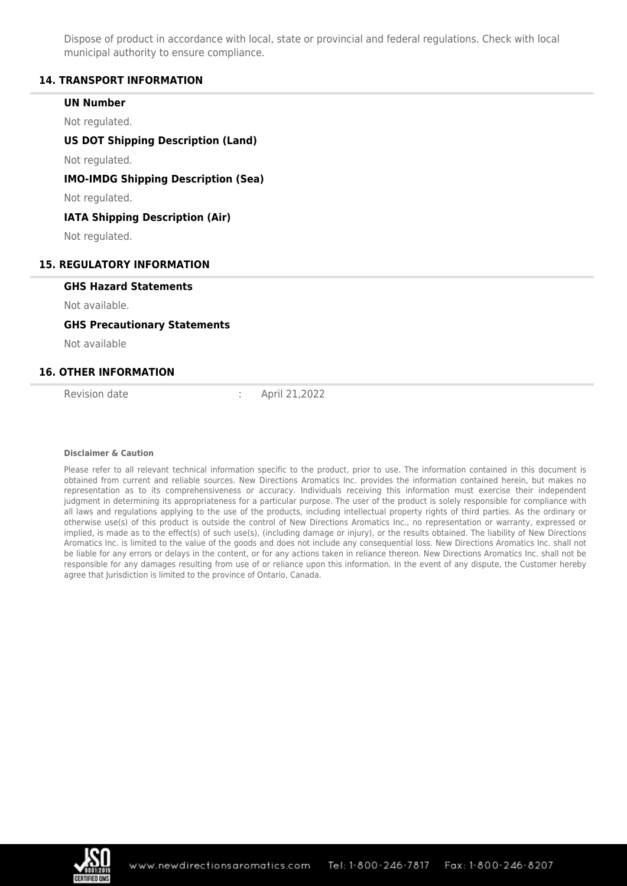Dispose of product in accordance with local, state or provincial and federal regulations. Check with local municipal authority to ensure compliance.

## 14. TRANSPORT INFORMATION

### UN Number

Not regulated.

### US DOT Shipping Description (Land)

Not regulated.

### IMO-IMDG Shipping Description (Sea)

Not regulated.

### IATA Shipping Description (Air)

Not regulated.

## 15. REGULATORY INFORMATION

### GHS Hazard Statements

Not available.

### GHS Precautionary Statements

Not available

## 16. OTHER INFORMATION

Revision date : April 21,2022

**Disclaimer & Caution**

Please refer to all relevant technical information specific to the product, prior to use. The information contained in this document is obtained from current and reliable sources. New Directions Aromatics Inc. provides the information contained herein, but makes no representation as to its comprehensiveness or accuracy. Individuals receiving this information must exercise their independent judgment in determining its appropriateness for a particular purpose. The user of the product is solely responsible for compliance with all laws and regulations applying to the use of the products, including intellectual property rights of third parties. As the ordinary or otherwise use(s) of this product is outside the control of New Directions Aromatics Inc., no representation or warranty, expressed or implied, is made as to the effect(s) of such use(s), (including damage or injury), or the results obtained. The liability of New Directions Aromatics Inc. is limited to the value of the goods and does not include any consequential loss. New Directions Aromatics Inc. shall not be liable for any errors or delays in the content, or for any actions taken in reliance thereon. New Directions Aromatics Inc. shall not be responsible for any damages resulting from use of or reliance upon this information. In the event of any dispute, the Customer hereby agree that Jurisdiction is limited to the province of Ontario, Canada.